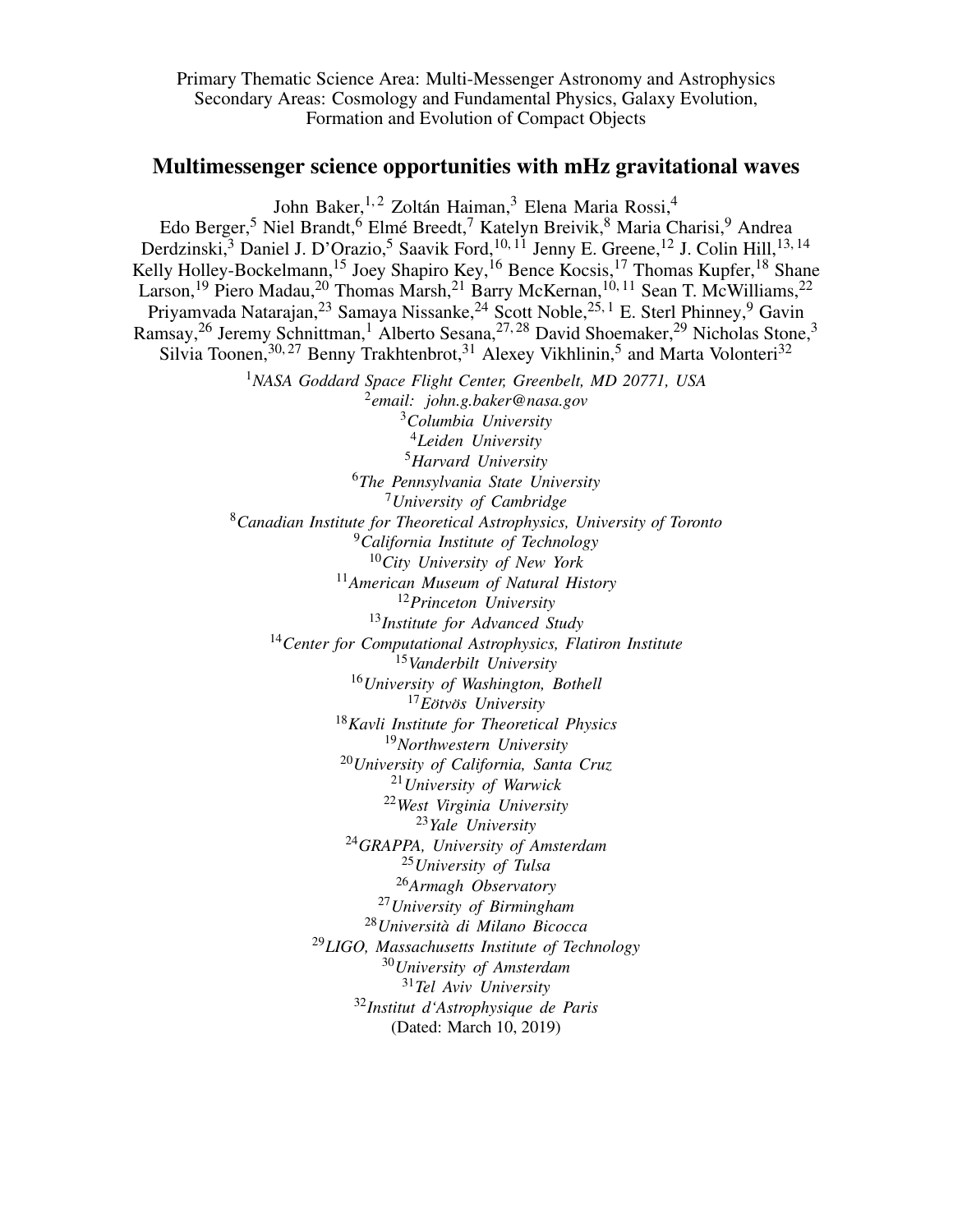Primary Thematic Science Area: Multi-Messenger Astronomy and Astrophysics
Secondary Areas: Cosmology and Fundamental Physics, Galaxy Evolution,
Formation and Evolution of Compact Objects

# Multimessenger science opportunities with mHz gravitational waves

John Baker,[1,2] Zoltán Haiman,[3] Elena Maria Rossi,[4]
Edo Berger,[5] Niel Brandt,[6] Elmé Breedt,[7] Katelyn Breivik,[8] Maria Charisi,[9] Andrea Derdzinski,[3] Daniel J. D'Orazio,[5] Saavik Ford,[10,11] Jenny E. Greene,[12] J. Colin Hill,[13,14] Kelly Holley-Bockelmann,[15] Joey Shapiro Key,[16] Bence Kocsis,[17] Thomas Kupfer,[18] Shane Larson,[19] Piero Madau,[20] Thomas Marsh,[21] Barry McKernan,[10,11] Sean T. McWilliams,[22] Priyamvada Natarajan,[23] Samaya Nissanke,[24] Scott Noble,[25,1] E. Sterl Phinney,[9] Gavin Ramsay,[26] Jeremy Schnittman,[1] Alberto Sesana,[27,28] David Shoemaker,[29] Nicholas Stone,[3] Silvia Toonen,[30,27] Benny Trakhtenbrot,[31] Alexey Vikhlinin,[5] and Marta Volonteri[32]

[1]*NASA Goddard Space Flight Center, Greenbelt, MD 20771, USA*
[2]*email: john.g.baker@nasa.gov*
[3]*Columbia University*
[4]*Leiden University*
[5]*Harvard University*
[6]*The Pennsylvania State University*
[7]*University of Cambridge*
[8]*Canadian Institute for Theoretical Astrophysics, University of Toronto*
[9]*California Institute of Technology*
[10]*City University of New York*
[11]*American Museum of Natural History*
[12]*Princeton University*
[13]*Institute for Advanced Study*
[14]*Center for Computational Astrophysics, Flatiron Institute*
[15]*Vanderbilt University*
[16]*University of Washington, Bothell*
[17]*Eötvös University*
[18]*Kavli Institute for Theoretical Physics*
[19]*Northwestern University*
[20]*University of California, Santa Cruz*
[21]*University of Warwick*
[22]*West Virginia University*
[23]*Yale University*
[24]*GRAPPA, University of Amsterdam*
[25]*University of Tulsa*
[26]*Armagh Observatory*
[27]*University of Birmingham*
[28]*Università di Milano Bicocca*
[29]*LIGO, Massachusetts Institute of Technology*
[30]*University of Amsterdam*
[31]*Tel Aviv University*
[32]*Institut d'Astrophysique de Paris*

(Dated: March 10, 2019)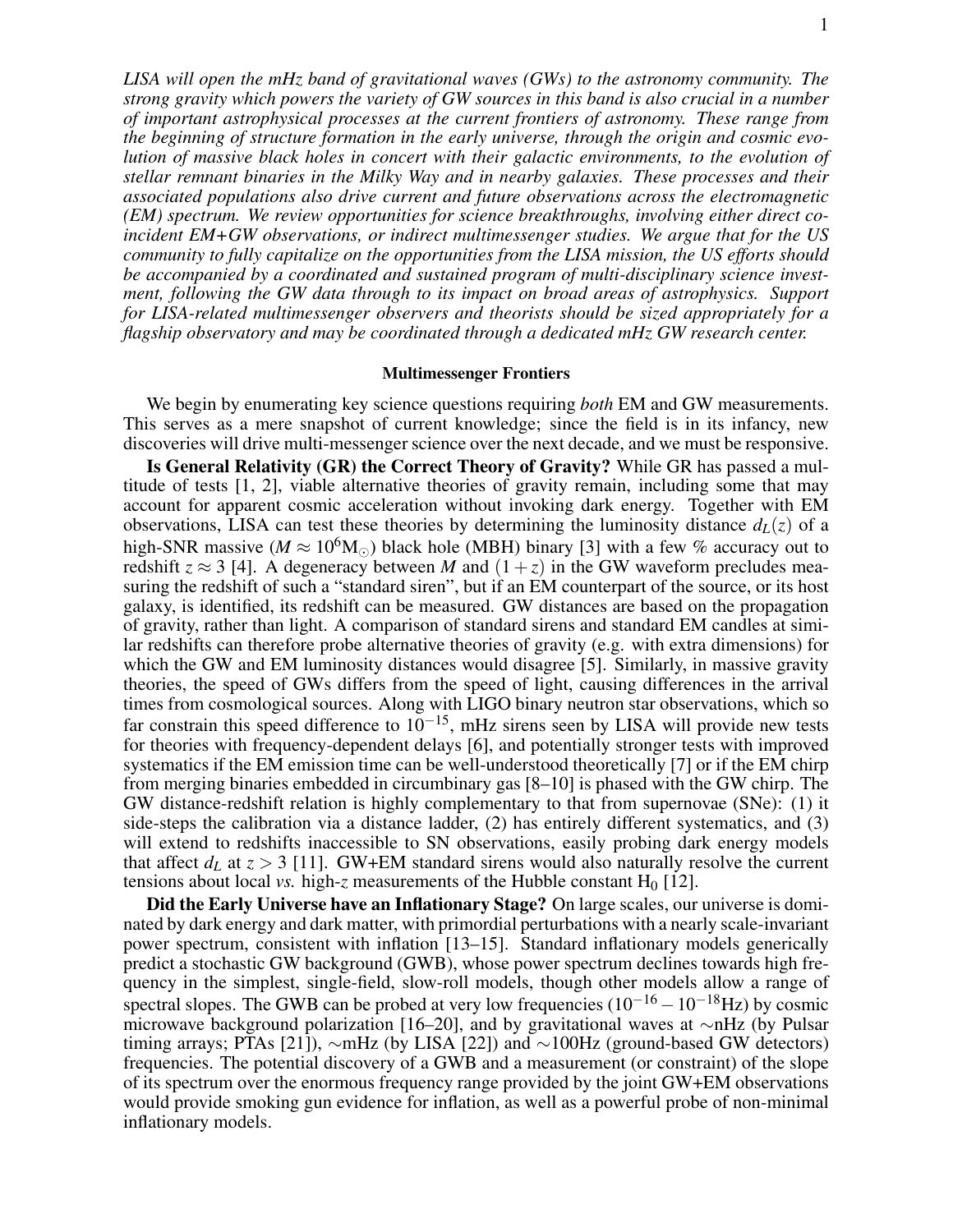*LISA will open the mHz band of gravitational waves (GWs) to the astronomy community. The strong gravity which powers the variety of GW sources in this band is also crucial in a number of important astrophysical processes at the current frontiers of astronomy. These range from the beginning of structure formation in the early universe, through the origin and cosmic evolution of massive black holes in concert with their galactic environments, to the evolution of stellar remnant binaries in the Milky Way and in nearby galaxies. These processes and their associated populations also drive current and future observations across the electromagnetic (EM) spectrum. We review opportunities for science breakthroughs, involving either direct coincident EM+GW observations, or indirect multimessenger studies. We argue that for the US community to fully capitalize on the opportunities from the LISA mission, the US efforts should be accompanied by a coordinated and sustained program of multi-disciplinary science investment, following the GW data through to its impact on broad areas of astrophysics. Support for LISA-related multimessenger observers and theorists should be sized appropriately for a flagship observatory and may be coordinated through a dedicated mHz GW research center.*

## Multimessenger Frontiers

We begin by enumerating key science questions requiring *both* EM and GW measurements. This serves as a mere snapshot of current knowledge; since the field is in its infancy, new discoveries will drive multi-messenger science over the next decade, and we must be responsive.

**Is General Relativity (GR) the Correct Theory of Gravity?** While GR has passed a multitude of tests [1, 2], viable alternative theories of gravity remain, including some that may account for apparent cosmic acceleration without invoking dark energy. Together with EM observations, LISA can test these theories by determining the luminosity distance $d_L(z)$ of a high-SNR massive ($M \approx 10^6 M_\odot$) black hole (MBH) binary [3] with a few % accuracy out to redshift $z \approx 3$ [4]. A degeneracy between $M$ and $(1+z)$ in the GW waveform precludes measuring the redshift of such a "standard siren", but if an EM counterpart of the source, or its host galaxy, is identified, its redshift can be measured. GW distances are based on the propagation of gravity, rather than light. A comparison of standard sirens and standard EM candles at similar redshifts can therefore probe alternative theories of gravity (e.g. with extra dimensions) for which the GW and EM luminosity distances would disagree [5]. Similarly, in massive gravity theories, the speed of GWs differs from the speed of light, causing differences in the arrival times from cosmological sources. Along with LIGO binary neutron star observations, which so far constrain this speed difference to $10^{-15}$, mHz sirens seen by LISA will provide new tests for theories with frequency-dependent delays [6], and potentially stronger tests with improved systematics if the EM emission time can be well-understood theoretically [7] or if the EM chirp from merging binaries embedded in circumbinary gas [8–10] is phased with the GW chirp. The GW distance-redshift relation is highly complementary to that from supernovae (SNe): (1) it side-steps the calibration via a distance ladder, (2) has entirely different systematics, and (3) will extend to redshifts inaccessible to SN observations, easily probing dark energy models that affect $d_L$ at $z > 3$ [11]. GW+EM standard sirens would also naturally resolve the current tensions about local *vs.* high-$z$ measurements of the Hubble constant $H_0$ [12].

**Did the Early Universe have an Inflationary Stage?** On large scales, our universe is dominated by dark energy and dark matter, with primordial perturbations with a nearly scale-invariant power spectrum, consistent with inflation [13–15]. Standard inflationary models generically predict a stochastic GW background (GWB), whose power spectrum declines towards high frequency in the simplest, single-field, slow-roll models, though other models allow a range of spectral slopes. The GWB can be probed at very low frequencies ($10^{-16} - 10^{-18}$Hz) by cosmic microwave background polarization [16–20], and by gravitational waves at $\sim$nHz (by Pulsar timing arrays; PTAs [21]), $\sim$mHz (by LISA [22]) and $\sim$100Hz (ground-based GW detectors) frequencies. The potential discovery of a GWB and a measurement (or constraint) of the slope of its spectrum over the enormous frequency range provided by the joint GW+EM observations would provide smoking gun evidence for inflation, as well as a powerful probe of non-minimal inflationary models.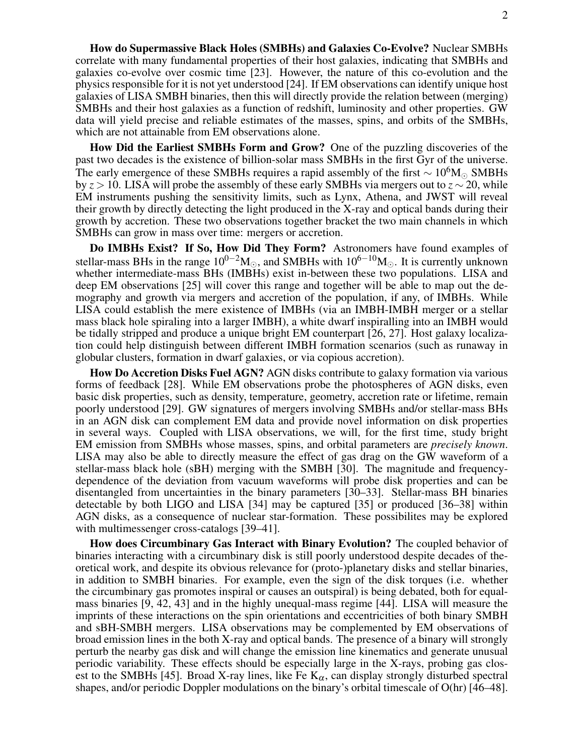**How do Supermassive Black Holes (SMBHs) and Galaxies Co-Evolve?** Nuclear SMBHs correlate with many fundamental properties of their host galaxies, indicating that SMBHs and galaxies co-evolve over cosmic time [23]. However, the nature of this co-evolution and the physics responsible for it is not yet understood [24]. If EM observations can identify unique host galaxies of LISA SMBH binaries, then this will directly provide the relation between (merging) SMBHs and their host galaxies as a function of redshift, luminosity and other properties. GW data will yield precise and reliable estimates of the masses, spins, and orbits of the SMBHs, which are not attainable from EM observations alone.

**How Did the Earliest SMBHs Form and Grow?** One of the puzzling discoveries of the past two decades is the existence of billion-solar mass SMBHs in the first Gyr of the universe. The early emergence of these SMBHs requires a rapid assembly of the first $\sim 10^6 M_\odot$ SMBHs by $z > 10$. LISA will probe the assembly of these early SMBHs via mergers out to $z \sim 20$, while EM instruments pushing the sensitivity limits, such as Lynx, Athena, and JWST will reveal their growth by directly detecting the light produced in the X-ray and optical bands during their growth by accretion. These two observations together bracket the two main channels in which SMBHs can grow in mass over time: mergers or accretion.

**Do IMBHs Exist? If So, How Did They Form?** Astronomers have found examples of stellar-mass BHs in the range $10^{0-2} M_\odot$, and SMBHs with $10^{6-10} M_\odot$. It is currently unknown whether intermediate-mass BHs (IMBHs) exist in-between these two populations. LISA and deep EM observations [25] will cover this range and together will be able to map out the demography and growth via mergers and accretion of the population, if any, of IMBHs. While LISA could establish the mere existence of IMBHs (via an IMBH-IMBH merger or a stellar mass black hole spiraling into a larger IMBH), a white dwarf inspiralling into an IMBH would be tidally stripped and produce a unique bright EM counterpart [26, 27]. Host galaxy localization could help distinguish between different IMBH formation scenarios (such as runaway in globular clusters, formation in dwarf galaxies, or via copious accretion).

**How Do Accretion Disks Fuel AGN?** AGN disks contribute to galaxy formation via various forms of feedback [28]. While EM observations probe the photospheres of AGN disks, even basic disk properties, such as density, temperature, geometry, accretion rate or lifetime, remain poorly understood [29]. GW signatures of mergers involving SMBHs and/or stellar-mass BHs in an AGN disk can complement EM data and provide novel information on disk properties in several ways. Coupled with LISA observations, we will, for the first time, study bright EM emission from SMBHs whose masses, spins, and orbital parameters are *precisely known*. LISA may also be able to directly measure the effect of gas drag on the GW waveform of a stellar-mass black hole (sBH) merging with the SMBH [30]. The magnitude and frequency-dependence of the deviation from vacuum waveforms will probe disk properties and can be disentangled from uncertainties in the binary parameters [30–33]. Stellar-mass BH binaries detectable by both LIGO and LISA [34] may be captured [35] or produced [36–38] within AGN disks, as a consequence of nuclear star-formation. These possibilites may be explored with multimessenger cross-catalogs [39–41].

**How does Circumbinary Gas Interact with Binary Evolution?** The coupled behavior of binaries interacting with a circumbinary disk is still poorly understood despite decades of theoretical work, and despite its obvious relevance for (proto-)planetary disks and stellar binaries, in addition to SMBH binaries. For example, even the sign of the disk torques (i.e. whether the circumbinary gas promotes inspiral or causes an outspiral) is being debated, both for equal-mass binaries [9, 42, 43] and in the highly unequal-mass regime [44]. LISA will measure the imprints of these interactions on the spin orientations and eccentricities of both binary SMBH and sBH-SMBH mergers. LISA observations may be complemented by EM observations of broad emission lines in the both X-ray and optical bands. The presence of a binary will strongly perturb the nearby gas disk and will change the emission line kinematics and generate unusual periodic variability. These effects should be especially large in the X-rays, probing gas closest to the SMBHs [45]. Broad X-ray lines, like Fe $K_\alpha$, can display strongly disturbed spectral shapes, and/or periodic Doppler modulations on the binary's orbital timescale of O(hr) [46–48].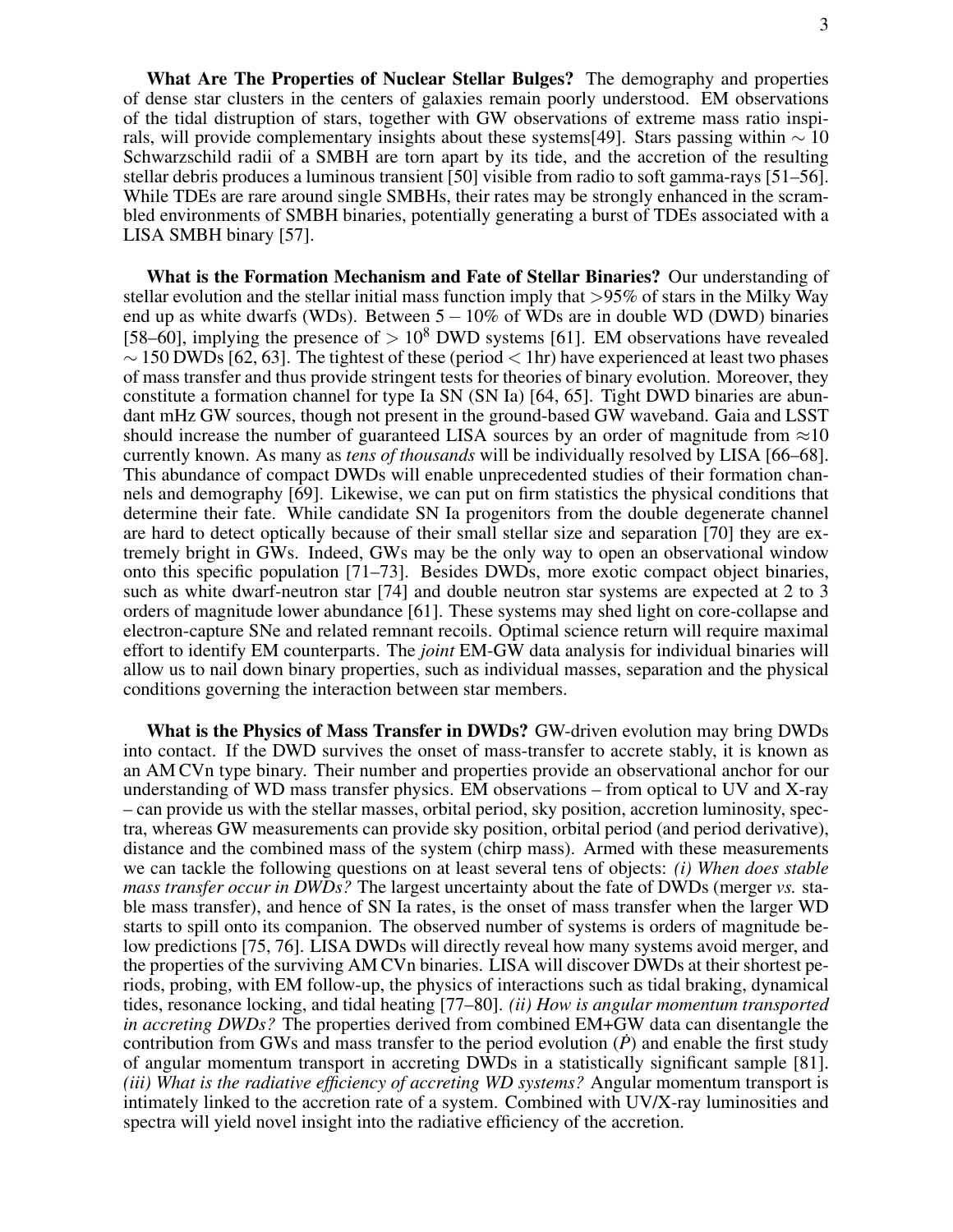**What Are The Properties of Nuclear Stellar Bulges?** The demography and properties of dense star clusters in the centers of galaxies remain poorly understood. EM observations of the tidal distruption of stars, together with GW observations of extreme mass ratio inspirals, will provide complementary insights about these systems[49]. Stars passing within $\sim 10$ Schwarzschild radii of a SMBH are torn apart by its tide, and the accretion of the resulting stellar debris produces a luminous transient [50] visible from radio to soft gamma-rays [51–56]. While TDEs are rare around single SMBHs, their rates may be strongly enhanced in the scrambled environments of SMBH binaries, potentially generating a burst of TDEs associated with a LISA SMBH binary [57].

**What is the Formation Mechanism and Fate of Stellar Binaries?** Our understanding of stellar evolution and the stellar initial mass function imply that >95% of stars in the Milky Way end up as white dwarfs (WDs). Between $5-10\%$ of WDs are in double WD (DWD) binaries [58–60], implying the presence of $> 10^8$ DWD systems [61]. EM observations have revealed $\sim 150$ DWDs [62, 63]. The tightest of these (period < 1hr) have experienced at least two phases of mass transfer and thus provide stringent tests for theories of binary evolution. Moreover, they constitute a formation channel for type Ia SN (SN Ia) [64, 65]. Tight DWD binaries are abundant mHz GW sources, though not present in the ground-based GW waveband. Gaia and LSST should increase the number of guaranteed LISA sources by an order of magnitude from $\approx$10 currently known. As many as *tens of thousands* will be individually resolved by LISA [66–68]. This abundance of compact DWDs will enable unprecedented studies of their formation channels and demography [69]. Likewise, we can put on firm statistics the physical conditions that determine their fate. While candidate SN Ia progenitors from the double degenerate channel are hard to detect optically because of their small stellar size and separation [70] they are extremely bright in GWs. Indeed, GWs may be the only way to open an observational window onto this specific population [71–73]. Besides DWDs, more exotic compact object binaries, such as white dwarf-neutron star [74] and double neutron star systems are expected at 2 to 3 orders of magnitude lower abundance [61]. These systems may shed light on core-collapse and electron-capture SNe and related remnant recoils. Optimal science return will require maximal effort to identify EM counterparts. The *joint* EM-GW data analysis for individual binaries will allow us to nail down binary properties, such as individual masses, separation and the physical conditions governing the interaction between star members.

**What is the Physics of Mass Transfer in DWDs?** GW-driven evolution may bring DWDs into contact. If the DWD survives the onset of mass-transfer to accrete stably, it is known as an AM CVn type binary. Their number and properties provide an observational anchor for our understanding of WD mass transfer physics. EM observations – from optical to UV and X-ray – can provide us with the stellar masses, orbital period, sky position, accretion luminosity, spectra, whereas GW measurements can provide sky position, orbital period (and period derivative), distance and the combined mass of the system (chirp mass). Armed with these measurements we can tackle the following questions on at least several tens of objects: *(i) When does stable mass transfer occur in DWDs?* The largest uncertainty about the fate of DWDs (merger *vs.* stable mass transfer), and hence of SN Ia rates, is the onset of mass transfer when the larger WD starts to spill onto its companion. The observed number of systems is orders of magnitude below predictions [75, 76]. LISA DWDs will directly reveal how many systems avoid merger, and the properties of the surviving AM CVn binaries. LISA will discover DWDs at their shortest periods, probing, with EM follow-up, the physics of interactions such as tidal braking, dynamical tides, resonance locking, and tidal heating [77–80]. *(ii) How is angular momentum transported in accreting DWDs?* The properties derived from combined EM+GW data can disentangle the contribution from GWs and mass transfer to the period evolution ($\dot{P}$) and enable the first study of angular momentum transport in accreting DWDs in a statistically significant sample [81]. *(iii) What is the radiative efficiency of accreting WD systems?* Angular momentum transport is intimately linked to the accretion rate of a system. Combined with UV/X-ray luminosities and spectra will yield novel insight into the radiative efficiency of the accretion.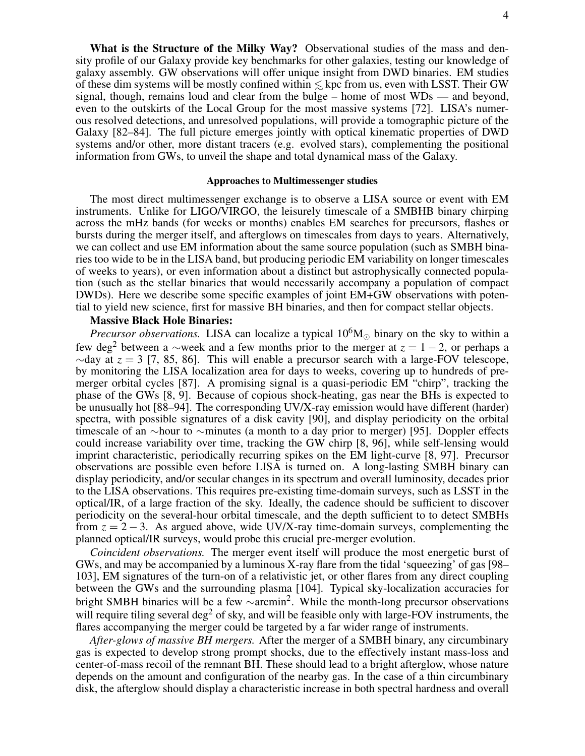**What is the Structure of the Milky Way?** Observational studies of the mass and density profile of our Galaxy provide key benchmarks for other galaxies, testing our knowledge of galaxy assembly. GW observations will offer unique insight from DWD binaries. EM studies of these dim systems will be mostly confined within $\lesssim$ kpc from us, even with LSST. Their GW signal, though, remains loud and clear from the bulge – home of most WDs — and beyond, even to the outskirts of the Local Group for the most massive systems [72]. LISA's numerous resolved detections, and unresolved populations, will provide a tomographic picture of the Galaxy [82–84]. The full picture emerges jointly with optical kinematic properties of DWD systems and/or other, more distant tracers (e.g. evolved stars), complementing the positional information from GWs, to unveil the shape and total dynamical mass of the Galaxy.

## Approaches to Multimessenger studies

The most direct multimessenger exchange is to observe a LISA source or event with EM instruments. Unlike for LIGO/VIRGO, the leisurely timescale of a SMBHB binary chirping across the mHz bands (for weeks or months) enables EM searches for precursors, flashes or bursts during the merger itself, and afterglows on timescales from days to years. Alternatively, we can collect and use EM information about the same source population (such as SMBH binaries too wide to be in the LISA band, but producing periodic EM variability on longer timescales of weeks to years), or even information about a distinct but astrophysically connected population (such as the stellar binaries that would necessarily accompany a population of compact DWDs). Here we describe some specific examples of joint EM+GW observations with potential to yield new science, first for massive BH binaries, and then for compact stellar objects.

**Massive Black Hole Binaries:**

*Precursor observations.* LISA can localize a typical $10^6 M_\odot$ binary on the sky to within a few deg$^2$ between a $\sim$week and a few months prior to the merger at $z = 1 - 2$, or perhaps a $\sim$day at $z = 3$ [7, 85, 86]. This will enable a precursor search with a large-FOV telescope, by monitoring the LISA localization area for days to weeks, covering up to hundreds of pre-merger orbital cycles [87]. A promising signal is a quasi-periodic EM "chirp", tracking the phase of the GWs [8, 9]. Because of copious shock-heating, gas near the BHs is expected to be unusually hot [88–94]. The corresponding UV/X-ray emission would have different (harder) spectra, with possible signatures of a disk cavity [90], and display periodicity on the orbital timescale of an $\sim$hour to $\sim$minutes (a month to a day prior to merger) [95]. Doppler effects could increase variability over time, tracking the GW chirp [8, 96], while self-lensing would imprint characteristic, periodically recurring spikes on the EM light-curve [8, 97]. Precursor observations are possible even before LISA is turned on. A long-lasting SMBH binary can display periodicity, and/or secular changes in its spectrum and overall luminosity, decades prior to the LISA observations. This requires pre-existing time-domain surveys, such as LSST in the optical/IR, of a large fraction of the sky. Ideally, the cadence should be sufficient to discover periodicity on the several-hour orbital timescale, and the depth sufficient to to detect SMBHs from $z = 2 - 3$. As argued above, wide UV/X-ray time-domain surveys, complementing the planned optical/IR surveys, would probe this crucial pre-merger evolution.

*Coincident observations.* The merger event itself will produce the most energetic burst of GWs, and may be accompanied by a luminous X-ray flare from the tidal 'squeezing' of gas [98–103], EM signatures of the turn-on of a relativistic jet, or other flares from any direct coupling between the GWs and the surrounding plasma [104]. Typical sky-localization accuracies for bright SMBH binaries will be a few $\sim$arcmin$^2$. While the month-long precursor observations will require tiling several deg$^2$ of sky, and will be feasible only with large-FOV instruments, the flares accompanying the merger could be targeted by a far wider range of instruments.

*After-glows of massive BH mergers.* After the merger of a SMBH binary, any circumbinary gas is expected to develop strong prompt shocks, due to the effectively instant mass-loss and center-of-mass recoil of the remnant BH. These should lead to a bright afterglow, whose nature depends on the amount and configuration of the nearby gas. In the case of a thin circumbinary disk, the afterglow should display a characteristic increase in both spectral hardness and overall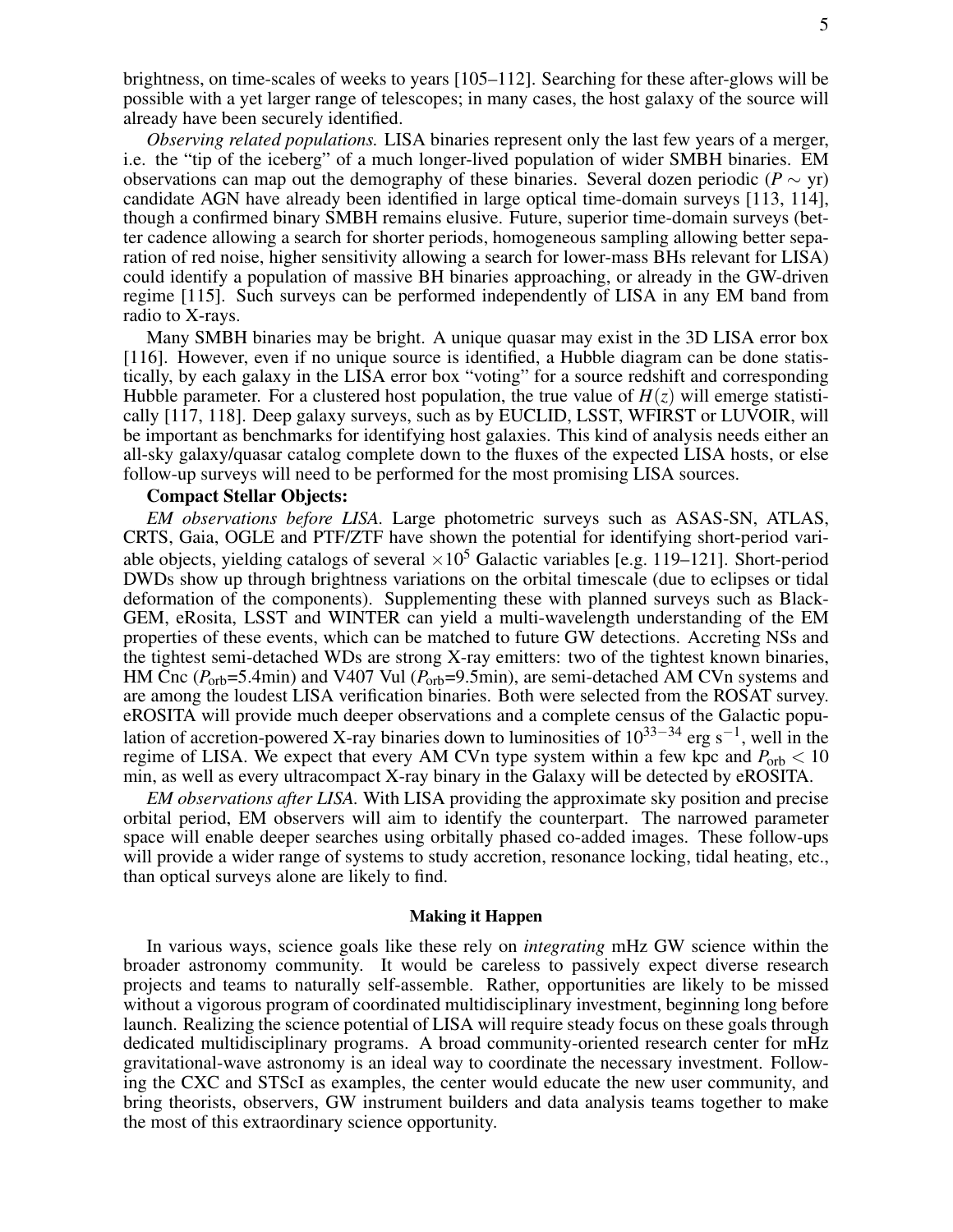brightness, on time-scales of weeks to years [105–112]. Searching for these after-glows will be possible with a yet larger range of telescopes; in many cases, the host galaxy of the source will already have been securely identified.

*Observing related populations.* LISA binaries represent only the last few years of a merger, i.e. the "tip of the iceberg" of a much longer-lived population of wider SMBH binaries. EM observations can map out the demography of these binaries. Several dozen periodic ($P \sim$ yr) candidate AGN have already been identified in large optical time-domain surveys [113, 114], though a confirmed binary SMBH remains elusive. Future, superior time-domain surveys (better cadence allowing a search for shorter periods, homogeneous sampling allowing better separation of red noise, higher sensitivity allowing a search for lower-mass BHs relevant for LISA) could identify a population of massive BH binaries approaching, or already in the GW-driven regime [115]. Such surveys can be performed independently of LISA in any EM band from radio to X-rays.

Many SMBH binaries may be bright. A unique quasar may exist in the 3D LISA error box [116]. However, even if no unique source is identified, a Hubble diagram can be done statistically, by each galaxy in the LISA error box "voting" for a source redshift and corresponding Hubble parameter. For a clustered host population, the true value of $H(z)$ will emerge statistically [117, 118]. Deep galaxy surveys, such as by EUCLID, LSST, WFIRST or LUVOIR, will be important as benchmarks for identifying host galaxies. This kind of analysis needs either an all-sky galaxy/quasar catalog complete down to the fluxes of the expected LISA hosts, or else follow-up surveys will need to be performed for the most promising LISA sources.

**Compact Stellar Objects:**

*EM observations before LISA*. Large photometric surveys such as ASAS-SN, ATLAS, CRTS, Gaia, OGLE and PTF/ZTF have shown the potential for identifying short-period variable objects, yielding catalogs of several $\times 10^5$ Galactic variables [e.g. 119–121]. Short-period DWDs show up through brightness variations on the orbital timescale (due to eclipses or tidal deformation of the components). Supplementing these with planned surveys such as BlackGEM, eRosita, LSST and WINTER can yield a multi-wavelength understanding of the EM properties of these events, which can be matched to future GW detections. Accreting NSs and the tightest semi-detached WDs are strong X-ray emitters: two of the tightest known binaries, HM Cnc ($P_{\rm orb}$=5.4min) and V407 Vul ($P_{\rm orb}$=9.5min), are semi-detached AM CVn systems and are among the loudest LISA verification binaries. Both were selected from the ROSAT survey. eROSITA will provide much deeper observations and a complete census of the Galactic population of accretion-powered X-ray binaries down to luminosities of $10^{33-34}$ erg s$^{-1}$, well in the regime of LISA. We expect that every AM CVn type system within a few kpc and $P_{\rm orb} < 10$ min, as well as every ultracompact X-ray binary in the Galaxy will be detected by eROSITA.

*EM observations after LISA.* With LISA providing the approximate sky position and precise orbital period, EM observers will aim to identify the counterpart. The narrowed parameter space will enable deeper searches using orbitally phased co-added images. These follow-ups will provide a wider range of systems to study accretion, resonance locking, tidal heating, etc., than optical surveys alone are likely to find.

## Making it Happen

In various ways, science goals like these rely on *integrating* mHz GW science within the broader astronomy community. It would be careless to passively expect diverse research projects and teams to naturally self-assemble. Rather, opportunities are likely to be missed without a vigorous program of coordinated multidisciplinary investment, beginning long before launch. Realizing the science potential of LISA will require steady focus on these goals through dedicated multidisciplinary programs. A broad community-oriented research center for mHz gravitational-wave astronomy is an ideal way to coordinate the necessary investment. Following the CXC and STScI as examples, the center would educate the new user community, and bring theorists, observers, GW instrument builders and data analysis teams together to make the most of this extraordinary science opportunity.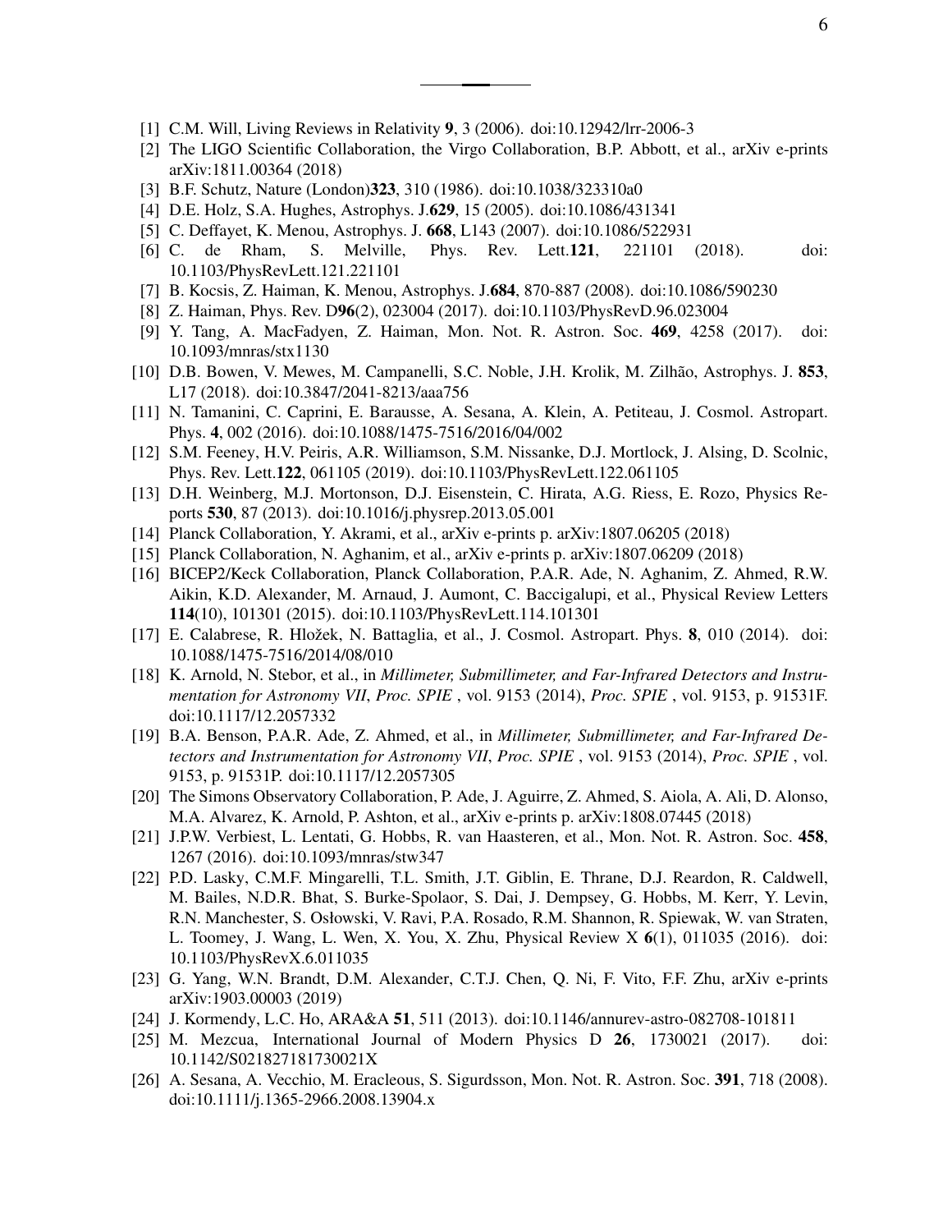[1] C.M. Will, Living Reviews in Relativity **9**, 3 (2006). doi:10.12942/lrr-2006-3

[2] The LIGO Scientific Collaboration, the Virgo Collaboration, B.P. Abbott, et al., arXiv e-prints arXiv:1811.00364 (2018)

[3] B.F. Schutz, Nature (London)**323**, 310 (1986). doi:10.1038/323310a0

[4] D.E. Holz, S.A. Hughes, Astrophys. J.**629**, 15 (2005). doi:10.1086/431341

[5] C. Deffayet, K. Menou, Astrophys. J. **668**, L143 (2007). doi:10.1086/522931

[6] C. de Rham, S. Melville, Phys. Rev. Lett.**121**, 221101 (2018). doi:10.1103/PhysRevLett.121.221101

[7] B. Kocsis, Z. Haiman, K. Menou, Astrophys. J.**684**, 870-887 (2008). doi:10.1086/590230

[8] Z. Haiman, Phys. Rev. D**96**(2), 023004 (2017). doi:10.1103/PhysRevD.96.023004

[9] Y. Tang, A. MacFadyen, Z. Haiman, Mon. Not. R. Astron. Soc. **469**, 4258 (2017). doi:10.1093/mnras/stx1130

[10] D.B. Bowen, V. Mewes, M. Campanelli, S.C. Noble, J.H. Krolik, M. Zilhão, Astrophys. J. **853**, L17 (2018). doi:10.3847/2041-8213/aaa756

[11] N. Tamanini, C. Caprini, E. Barausse, A. Sesana, A. Klein, A. Petiteau, J. Cosmol. Astropart. Phys. **4**, 002 (2016). doi:10.1088/1475-7516/2016/04/002

[12] S.M. Feeney, H.V. Peiris, A.R. Williamson, S.M. Nissanke, D.J. Mortlock, J. Alsing, D. Scolnic, Phys. Rev. Lett.**122**, 061105 (2019). doi:10.1103/PhysRevLett.122.061105

[13] D.H. Weinberg, M.J. Mortonson, D.J. Eisenstein, C. Hirata, A.G. Riess, E. Rozo, Physics Reports **530**, 87 (2013). doi:10.1016/j.physrep.2013.05.001

[14] Planck Collaboration, Y. Akrami, et al., arXiv e-prints p. arXiv:1807.06205 (2018)

[15] Planck Collaboration, N. Aghanim, et al., arXiv e-prints p. arXiv:1807.06209 (2018)

[16] BICEP2/Keck Collaboration, Planck Collaboration, P.A.R. Ade, N. Aghanim, Z. Ahmed, R.W. Aikin, K.D. Alexander, M. Arnaud, J. Aumont, C. Baccigalupi, et al., Physical Review Letters **114**(10), 101301 (2015). doi:10.1103/PhysRevLett.114.101301

[17] E. Calabrese, R. Hložek, N. Battaglia, et al., J. Cosmol. Astropart. Phys. **8**, 010 (2014). doi:10.1088/1475-7516/2014/08/010

[18] K. Arnold, N. Stebor, et al., in *Millimeter, Submillimeter, and Far-Infrared Detectors and Instrumentation for Astronomy VII*, *Proc. SPIE* , vol. 9153 (2014), *Proc. SPIE* , vol. 9153, p. 91531F. doi:10.1117/12.2057332

[19] B.A. Benson, P.A.R. Ade, Z. Ahmed, et al., in *Millimeter, Submillimeter, and Far-Infrared Detectors and Instrumentation for Astronomy VII*, *Proc. SPIE* , vol. 9153 (2014), *Proc. SPIE* , vol. 9153, p. 91531P. doi:10.1117/12.2057305

[20] The Simons Observatory Collaboration, P. Ade, J. Aguirre, Z. Ahmed, S. Aiola, A. Ali, D. Alonso, M.A. Alvarez, K. Arnold, P. Ashton, et al., arXiv e-prints p. arXiv:1808.07445 (2018)

[21] J.P.W. Verbiest, L. Lentati, G. Hobbs, R. van Haasteren, et al., Mon. Not. R. Astron. Soc. **458**, 1267 (2016). doi:10.1093/mnras/stw347

[22] P.D. Lasky, C.M.F. Mingarelli, T.L. Smith, J.T. Giblin, E. Thrane, D.J. Reardon, R. Caldwell, M. Bailes, N.D.R. Bhat, S. Burke-Spolaor, S. Dai, J. Dempsey, G. Hobbs, M. Kerr, Y. Levin, R.N. Manchester, S. Osłowski, V. Ravi, P.A. Rosado, R.M. Shannon, R. Spiewak, W. van Straten, L. Toomey, J. Wang, L. Wen, X. You, X. Zhu, Physical Review X **6**(1), 011035 (2016). doi:10.1103/PhysRevX.6.011035

[23] G. Yang, W.N. Brandt, D.M. Alexander, C.T.J. Chen, Q. Ni, F. Vito, F.F. Zhu, arXiv e-prints arXiv:1903.00003 (2019)

[24] J. Kormendy, L.C. Ho, ARA&A **51**, 511 (2013). doi:10.1146/annurev-astro-082708-101811

[25] M. Mezcua, International Journal of Modern Physics D **26**, 1730021 (2017). doi:10.1142/S021827181730021X

[26] A. Sesana, A. Vecchio, M. Eracleous, S. Sigurdsson, Mon. Not. R. Astron. Soc. **391**, 718 (2008). doi:10.1111/j.1365-2966.2008.13904.x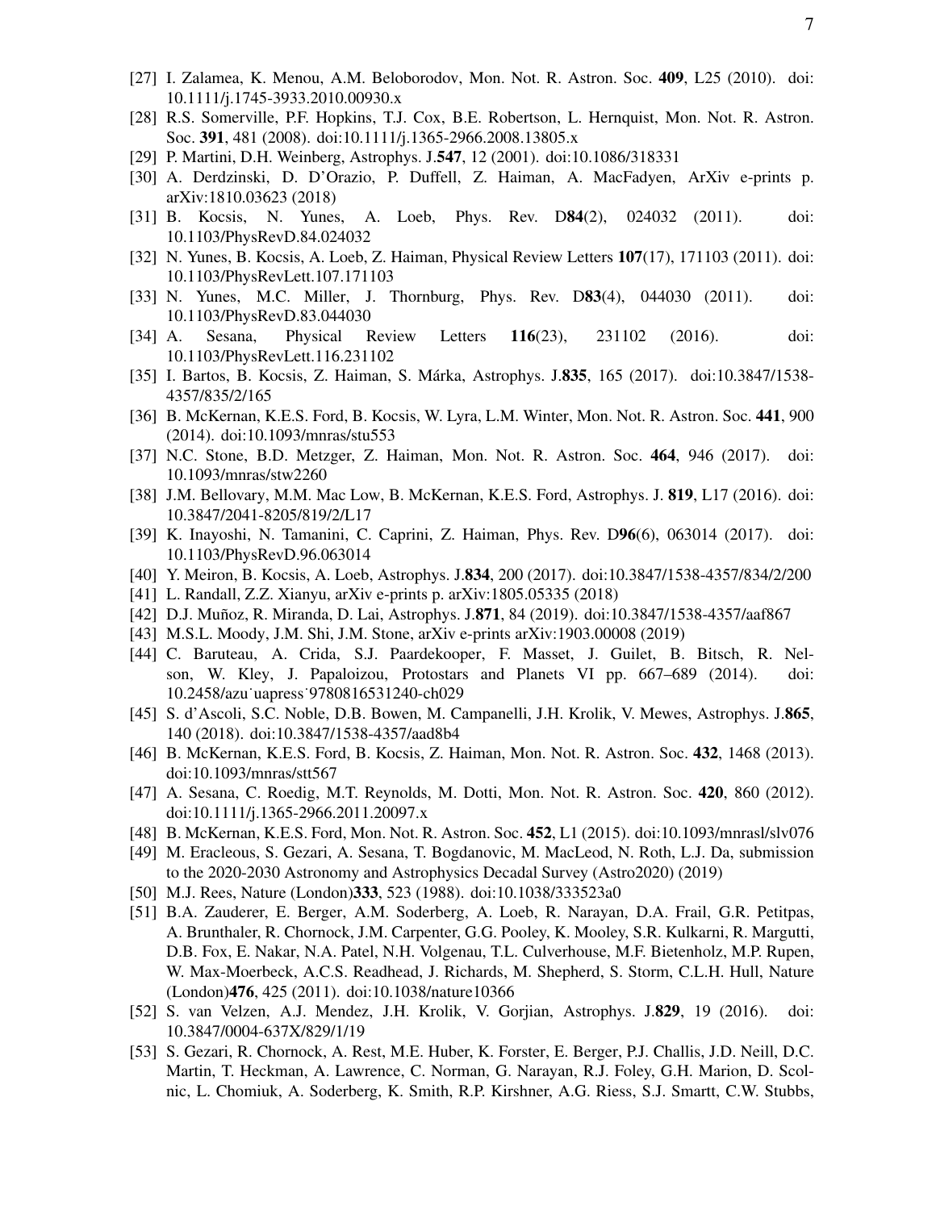[27] I. Zalamea, K. Menou, A.M. Beloborodov, Mon. Not. R. Astron. Soc. **409**, L25 (2010). doi: 10.1111/j.1745-3933.2010.00930.x

[28] R.S. Somerville, P.F. Hopkins, T.J. Cox, B.E. Robertson, L. Hernquist, Mon. Not. R. Astron. Soc. **391**, 481 (2008). doi:10.1111/j.1365-2966.2008.13805.x

[29] P. Martini, D.H. Weinberg, Astrophys. J.**547**, 12 (2001). doi:10.1086/318331

[30] A. Derdzinski, D. D'Orazio, P. Duffell, Z. Haiman, A. MacFadyen, ArXiv e-prints p. arXiv:1810.03623 (2018)

[31] B. Kocsis, N. Yunes, A. Loeb, Phys. Rev. D**84**(2), 024032 (2011). doi: 10.1103/PhysRevD.84.024032

[32] N. Yunes, B. Kocsis, A. Loeb, Z. Haiman, Physical Review Letters **107**(17), 171103 (2011). doi: 10.1103/PhysRevLett.107.171103

[33] N. Yunes, M.C. Miller, J. Thornburg, Phys. Rev. D**83**(4), 044030 (2011). doi: 10.1103/PhysRevD.83.044030

[34] A. Sesana, Physical Review Letters **116**(23), 231102 (2016). doi: 10.1103/PhysRevLett.116.231102

[35] I. Bartos, B. Kocsis, Z. Haiman, S. Márka, Astrophys. J.**835**, 165 (2017). doi:10.3847/1538-4357/835/2/165

[36] B. McKernan, K.E.S. Ford, B. Kocsis, W. Lyra, L.M. Winter, Mon. Not. R. Astron. Soc. **441**, 900 (2014). doi:10.1093/mnras/stu553

[37] N.C. Stone, B.D. Metzger, Z. Haiman, Mon. Not. R. Astron. Soc. **464**, 946 (2017). doi: 10.1093/mnras/stw2260

[38] J.M. Bellovary, M.M. Mac Low, B. McKernan, K.E.S. Ford, Astrophys. J. **819**, L17 (2016). doi: 10.3847/2041-8205/819/2/L17

[39] K. Inayoshi, N. Tamanini, C. Caprini, Z. Haiman, Phys. Rev. D**96**(6), 063014 (2017). doi: 10.1103/PhysRevD.96.063014

[40] Y. Meiron, B. Kocsis, A. Loeb, Astrophys. J.**834**, 200 (2017). doi:10.3847/1538-4357/834/2/200

[41] L. Randall, Z.Z. Xianyu, arXiv e-prints p. arXiv:1805.05335 (2018)

[42] D.J. Muñoz, R. Miranda, D. Lai, Astrophys. J.**871**, 84 (2019). doi:10.3847/1538-4357/aaf867

[43] M.S.L. Moody, J.M. Shi, J.M. Stone, arXiv e-prints arXiv:1903.00008 (2019)

[44] C. Baruteau, A. Crida, S.J. Paardekooper, F. Masset, J. Guilet, B. Bitsch, R. Nelson, W. Kley, J. Papaloizou, Protostars and Planets VI pp. 667–689 (2014). doi: 10.2458/azu˙uapress˙9780816531240-ch029

[45] S. d'Ascoli, S.C. Noble, D.B. Bowen, M. Campanelli, J.H. Krolik, V. Mewes, Astrophys. J.**865**, 140 (2018). doi:10.3847/1538-4357/aad8b4

[46] B. McKernan, K.E.S. Ford, B. Kocsis, Z. Haiman, Mon. Not. R. Astron. Soc. **432**, 1468 (2013). doi:10.1093/mnras/stt567

[47] A. Sesana, C. Roedig, M.T. Reynolds, M. Dotti, Mon. Not. R. Astron. Soc. **420**, 860 (2012). doi:10.1111/j.1365-2966.2011.20097.x

[48] B. McKernan, K.E.S. Ford, Mon. Not. R. Astron. Soc. **452**, L1 (2015). doi:10.1093/mnrasl/slv076

[49] M. Eracleous, S. Gezari, A. Sesana, T. Bogdanovic, M. MacLeod, N. Roth, L.J. Da, submission to the 2020-2030 Astronomy and Astrophysics Decadal Survey (Astro2020) (2019)

[50] M.J. Rees, Nature (London)**333**, 523 (1988). doi:10.1038/333523a0

[51] B.A. Zauderer, E. Berger, A.M. Soderberg, A. Loeb, R. Narayan, D.A. Frail, G.R. Petitpas, A. Brunthaler, R. Chornock, J.M. Carpenter, G.G. Pooley, K. Mooley, S.R. Kulkarni, R. Margutti, D.B. Fox, E. Nakar, N.A. Patel, N.H. Volgenau, T.L. Culverhouse, M.F. Bietenholz, M.P. Rupen, W. Max-Moerbeck, A.C.S. Readhead, J. Richards, M. Shepherd, S. Storm, C.L.H. Hull, Nature (London)**476**, 425 (2011). doi:10.1038/nature10366

[52] S. van Velzen, A.J. Mendez, J.H. Krolik, V. Gorjian, Astrophys. J.**829**, 19 (2016). doi: 10.3847/0004-637X/829/1/19

[53] S. Gezari, R. Chornock, A. Rest, M.E. Huber, K. Forster, E. Berger, P.J. Challis, J.D. Neill, D.C. Martin, T. Heckman, A. Lawrence, C. Norman, G. Narayan, R.J. Foley, G.H. Marion, D. Scolnic, L. Chomiuk, A. Soderberg, K. Smith, R.P. Kirshner, A.G. Riess, S.J. Smartt, C.W. Stubbs,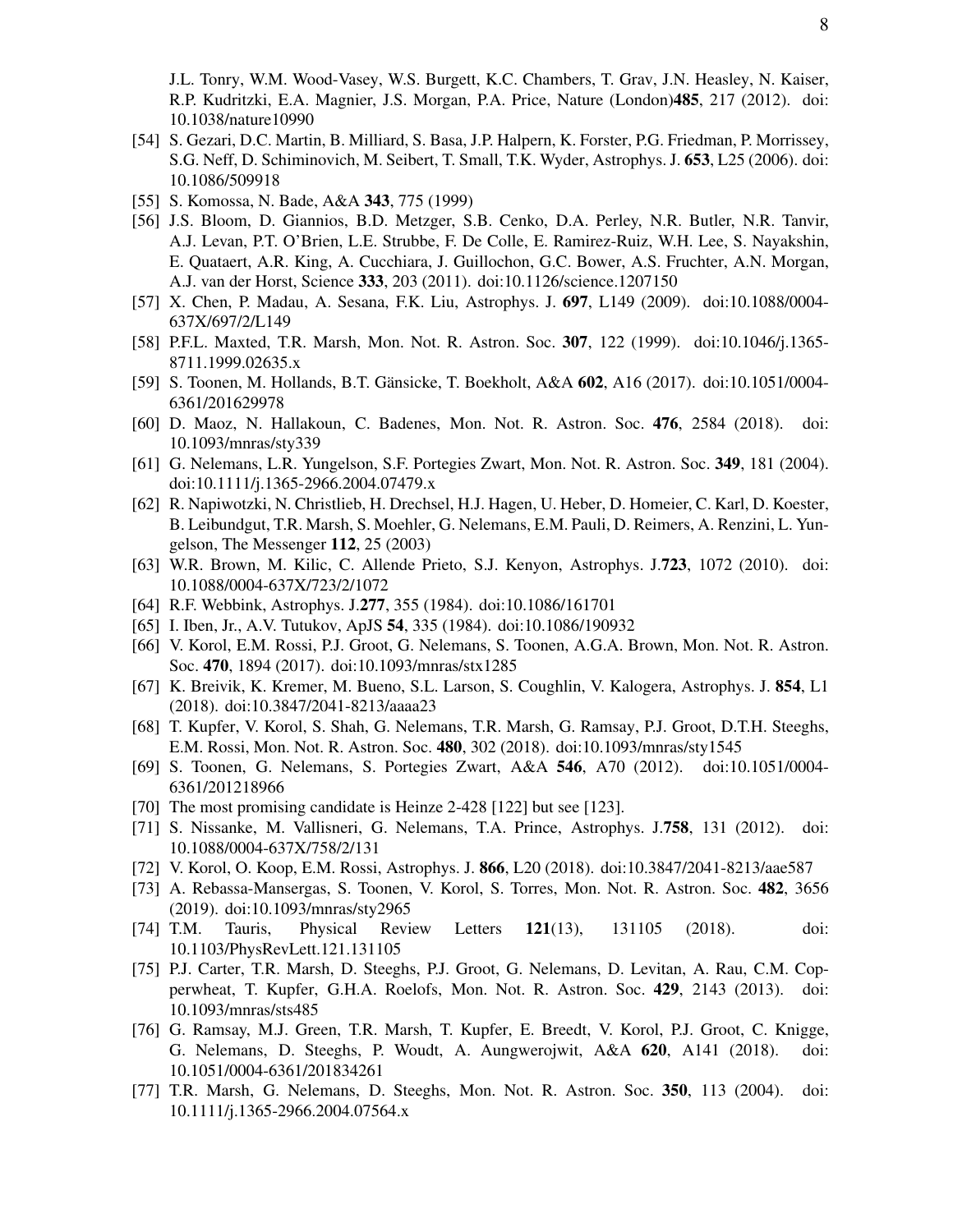J.L. Tonry, W.M. Wood-Vasey, W.S. Burgett, K.C. Chambers, T. Grav, J.N. Heasley, N. Kaiser, R.P. Kudritzki, E.A. Magnier, J.S. Morgan, P.A. Price, Nature (London)**485**, 217 (2012). doi: 10.1038/nature10990

[54] S. Gezari, D.C. Martin, B. Milliard, S. Basa, J.P. Halpern, K. Forster, P.G. Friedman, P. Morrissey, S.G. Neff, D. Schiminovich, M. Seibert, T. Small, T.K. Wyder, Astrophys. J. **653**, L25 (2006). doi: 10.1086/509918

[55] S. Komossa, N. Bade, A&A **343**, 775 (1999)

[56] J.S. Bloom, D. Giannios, B.D. Metzger, S.B. Cenko, D.A. Perley, N.R. Butler, N.R. Tanvir, A.J. Levan, P.T. O'Brien, L.E. Strubbe, F. De Colle, E. Ramirez-Ruiz, W.H. Lee, S. Nayakshin, E. Quataert, A.R. King, A. Cucchiara, J. Guillochon, G.C. Bower, A.S. Fruchter, A.N. Morgan, A.J. van der Horst, Science **333**, 203 (2011). doi:10.1126/science.1207150

[57] X. Chen, P. Madau, A. Sesana, F.K. Liu, Astrophys. J. **697**, L149 (2009). doi:10.1088/0004-637X/697/2/L149

[58] P.F.L. Maxted, T.R. Marsh, Mon. Not. R. Astron. Soc. **307**, 122 (1999). doi:10.1046/j.1365-8711.1999.02635.x

[59] S. Toonen, M. Hollands, B.T. Gänsicke, T. Boekholt, A&A **602**, A16 (2017). doi:10.1051/0004-6361/201629978

[60] D. Maoz, N. Hallakoun, C. Badenes, Mon. Not. R. Astron. Soc. **476**, 2584 (2018). doi: 10.1093/mnras/sty339

[61] G. Nelemans, L.R. Yungelson, S.F. Portegies Zwart, Mon. Not. R. Astron. Soc. **349**, 181 (2004). doi:10.1111/j.1365-2966.2004.07479.x

[62] R. Napiwotzki, N. Christlieb, H. Drechsel, H.J. Hagen, U. Heber, D. Homeier, C. Karl, D. Koester, B. Leibundgut, T.R. Marsh, S. Moehler, G. Nelemans, E.M. Pauli, D. Reimers, A. Renzini, L. Yungelson, The Messenger **112**, 25 (2003)

[63] W.R. Brown, M. Kilic, C. Allende Prieto, S.J. Kenyon, Astrophys. J.**723**, 1072 (2010). doi: 10.1088/0004-637X/723/2/1072

[64] R.F. Webbink, Astrophys. J.**277**, 355 (1984). doi:10.1086/161701

[65] I. Iben, Jr., A.V. Tutukov, ApJS **54**, 335 (1984). doi:10.1086/190932

[66] V. Korol, E.M. Rossi, P.J. Groot, G. Nelemans, S. Toonen, A.G.A. Brown, Mon. Not. R. Astron. Soc. **470**, 1894 (2017). doi:10.1093/mnras/stx1285

[67] K. Breivik, K. Kremer, M. Bueno, S.L. Larson, S. Coughlin, V. Kalogera, Astrophys. J. **854**, L1 (2018). doi:10.3847/2041-8213/aaaa23

[68] T. Kupfer, V. Korol, S. Shah, G. Nelemans, T.R. Marsh, G. Ramsay, P.J. Groot, D.T.H. Steeghs, E.M. Rossi, Mon. Not. R. Astron. Soc. **480**, 302 (2018). doi:10.1093/mnras/sty1545

[69] S. Toonen, G. Nelemans, S. Portegies Zwart, A&A **546**, A70 (2012). doi:10.1051/0004-6361/201218966

[70] The most promising candidate is Heinze 2-428 [122] but see [123].

[71] S. Nissanke, M. Vallisneri, G. Nelemans, T.A. Prince, Astrophys. J.**758**, 131 (2012). doi: 10.1088/0004-637X/758/2/131

[72] V. Korol, O. Koop, E.M. Rossi, Astrophys. J. **866**, L20 (2018). doi:10.3847/2041-8213/aae587

[73] A. Rebassa-Mansergas, S. Toonen, V. Korol, S. Torres, Mon. Not. R. Astron. Soc. **482**, 3656 (2019). doi:10.1093/mnras/sty2965

[74] T.M. Tauris, Physical Review Letters **121**(13), 131105 (2018). doi: 10.1103/PhysRevLett.121.131105

[75] P.J. Carter, T.R. Marsh, D. Steeghs, P.J. Groot, G. Nelemans, D. Levitan, A. Rau, C.M. Copperwheat, T. Kupfer, G.H.A. Roelofs, Mon. Not. R. Astron. Soc. **429**, 2143 (2013). doi: 10.1093/mnras/sts485

[76] G. Ramsay, M.J. Green, T.R. Marsh, T. Kupfer, E. Breedt, V. Korol, P.J. Groot, C. Knigge, G. Nelemans, D. Steeghs, P. Woudt, A. Aungwerojwit, A&A **620**, A141 (2018). doi: 10.1051/0004-6361/201834261

[77] T.R. Marsh, G. Nelemans, D. Steeghs, Mon. Not. R. Astron. Soc. **350**, 113 (2004). doi: 10.1111/j.1365-2966.2004.07564.x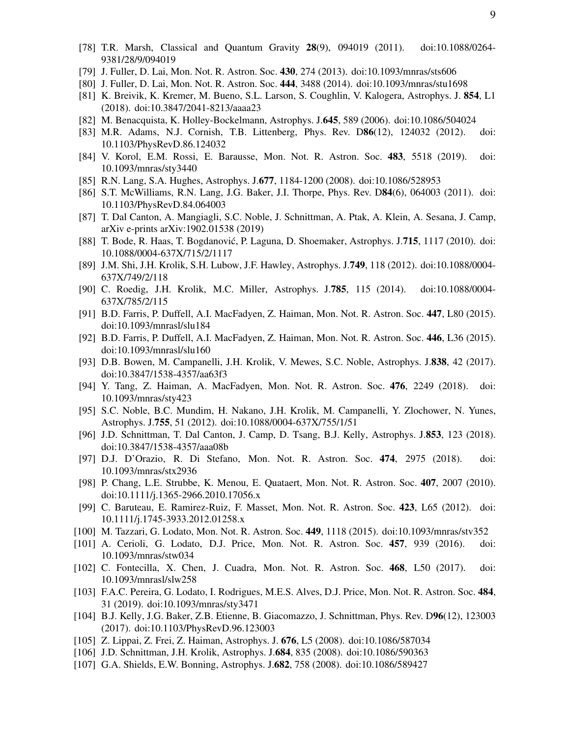[78] T.R. Marsh, Classical and Quantum Gravity **28**(9), 094019 (2011). doi:10.1088/0264-9381/28/9/094019

[79] J. Fuller, D. Lai, Mon. Not. R. Astron. Soc. **430**, 274 (2013). doi:10.1093/mnras/sts606

[80] J. Fuller, D. Lai, Mon. Not. R. Astron. Soc. **444**, 3488 (2014). doi:10.1093/mnras/stu1698

[81] K. Breivik, K. Kremer, M. Bueno, S.L. Larson, S. Coughlin, V. Kalogera, Astrophys. J. **854**, L1 (2018). doi:10.3847/2041-8213/aaaa23

[82] M. Benacquista, K. Holley-Bockelmann, Astrophys. J.**645**, 589 (2006). doi:10.1086/504024

[83] M.R. Adams, N.J. Cornish, T.B. Littenberg, Phys. Rev. D**86**(12), 124032 (2012). doi: 10.1103/PhysRevD.86.124032

[84] V. Korol, E.M. Rossi, E. Barausse, Mon. Not. R. Astron. Soc. **483**, 5518 (2019). doi: 10.1093/mnras/sty3440

[85] R.N. Lang, S.A. Hughes, Astrophys. J.**677**, 1184-1200 (2008). doi:10.1086/528953

[86] S.T. McWilliams, R.N. Lang, J.G. Baker, J.I. Thorpe, Phys. Rev. D**84**(6), 064003 (2011). doi: 10.1103/PhysRevD.84.064003

[87] T. Dal Canton, A. Mangiagli, S.C. Noble, J. Schnittman, A. Ptak, A. Klein, A. Sesana, J. Camp, arXiv e-prints arXiv:1902.01538 (2019)

[88] T. Bode, R. Haas, T. Bogdanović, P. Laguna, D. Shoemaker, Astrophys. J.**715**, 1117 (2010). doi: 10.1088/0004-637X/715/2/1117

[89] J.M. Shi, J.H. Krolik, S.H. Lubow, J.F. Hawley, Astrophys. J.**749**, 118 (2012). doi:10.1088/0004-637X/749/2/118

[90] C. Roedig, J.H. Krolik, M.C. Miller, Astrophys. J.**785**, 115 (2014). doi:10.1088/0004-637X/785/2/115

[91] B.D. Farris, P. Duffell, A.I. MacFadyen, Z. Haiman, Mon. Not. R. Astron. Soc. **447**, L80 (2015). doi:10.1093/mnrasl/slu184

[92] B.D. Farris, P. Duffell, A.I. MacFadyen, Z. Haiman, Mon. Not. R. Astron. Soc. **446**, L36 (2015). doi:10.1093/mnrasl/slu160

[93] D.B. Bowen, M. Campanelli, J.H. Krolik, V. Mewes, S.C. Noble, Astrophys. J.**838**, 42 (2017). doi:10.3847/1538-4357/aa63f3

[94] Y. Tang, Z. Haiman, A. MacFadyen, Mon. Not. R. Astron. Soc. **476**, 2249 (2018). doi: 10.1093/mnras/sty423

[95] S.C. Noble, B.C. Mundim, H. Nakano, J.H. Krolik, M. Campanelli, Y. Zlochower, N. Yunes, Astrophys. J.**755**, 51 (2012). doi:10.1088/0004-637X/755/1/51

[96] J.D. Schnittman, T. Dal Canton, J. Camp, D. Tsang, B.J. Kelly, Astrophys. J.**853**, 123 (2018). doi:10.3847/1538-4357/aaa08b

[97] D.J. D'Orazio, R. Di Stefano, Mon. Not. R. Astron. Soc. **474**, 2975 (2018). doi: 10.1093/mnras/stx2936

[98] P. Chang, L.E. Strubbe, K. Menou, E. Quataert, Mon. Not. R. Astron. Soc. **407**, 2007 (2010). doi:10.1111/j.1365-2966.2010.17056.x

[99] C. Baruteau, E. Ramirez-Ruiz, F. Masset, Mon. Not. R. Astron. Soc. **423**, L65 (2012). doi: 10.1111/j.1745-3933.2012.01258.x

[100] M. Tazzari, G. Lodato, Mon. Not. R. Astron. Soc. **449**, 1118 (2015). doi:10.1093/mnras/stv352

[101] A. Cerioli, G. Lodato, D.J. Price, Mon. Not. R. Astron. Soc. **457**, 939 (2016). doi: 10.1093/mnras/stw034

[102] C. Fontecilla, X. Chen, J. Cuadra, Mon. Not. R. Astron. Soc. **468**, L50 (2017). doi: 10.1093/mnrasl/slw258

[103] F.A.C. Pereira, G. Lodato, I. Rodrigues, M.E.S. Alves, D.J. Price, Mon. Not. R. Astron. Soc. **484**, 31 (2019). doi:10.1093/mnras/sty3471

[104] B.J. Kelly, J.G. Baker, Z.B. Etienne, B. Giacomazzo, J. Schnittman, Phys. Rev. D**96**(12), 123003 (2017). doi:10.1103/PhysRevD.96.123003

[105] Z. Lippai, Z. Frei, Z. Haiman, Astrophys. J. **676**, L5 (2008). doi:10.1086/587034

[106] J.D. Schnittman, J.H. Krolik, Astrophys. J.**684**, 835 (2008). doi:10.1086/590363

[107] G.A. Shields, E.W. Bonning, Astrophys. J.**682**, 758 (2008). doi:10.1086/589427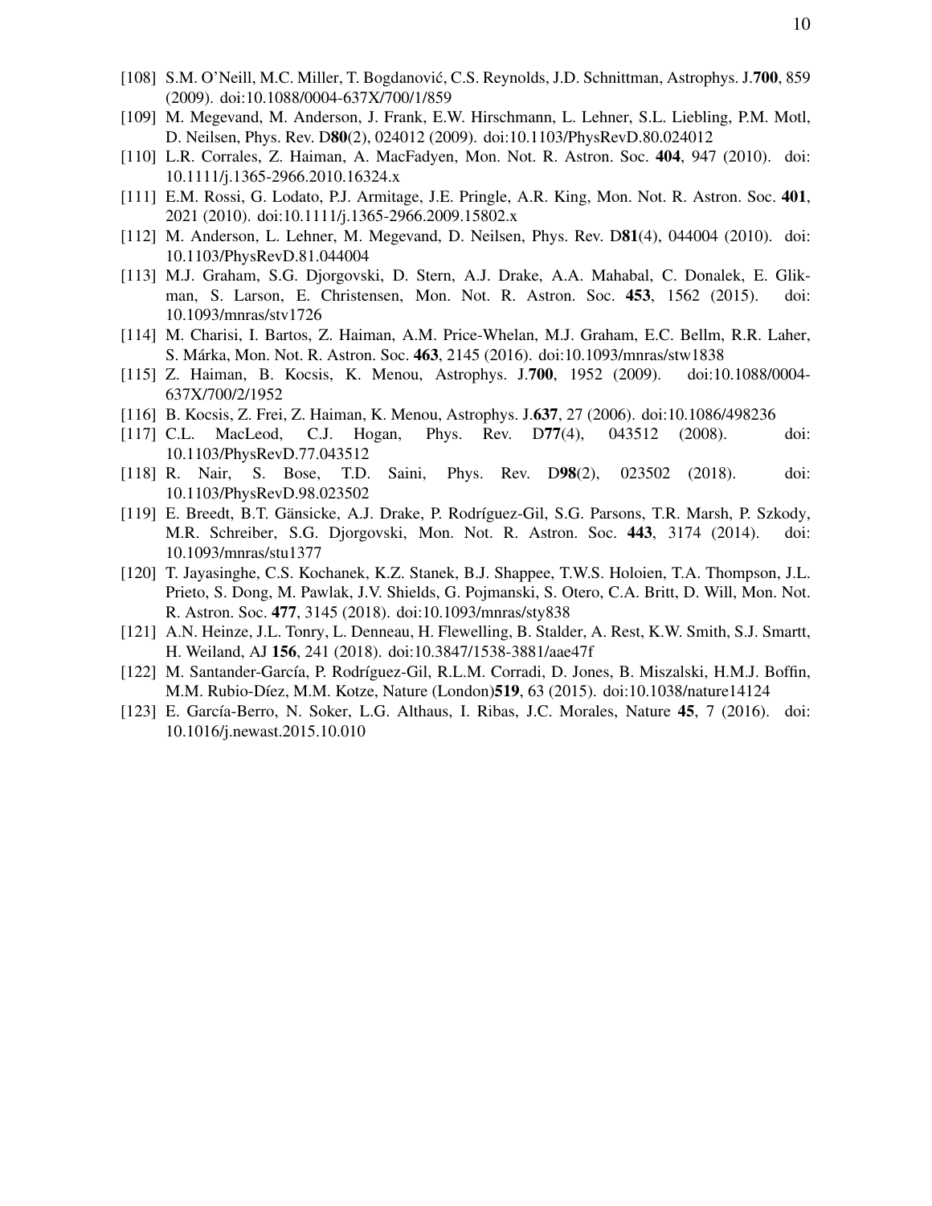[108] S.M. O'Neill, M.C. Miller, T. Bogdanović, C.S. Reynolds, J.D. Schnittman, Astrophys. J.**700**, 859 (2009). doi:10.1088/0004-637X/700/1/859

[109] M. Megevand, M. Anderson, J. Frank, E.W. Hirschmann, L. Lehner, S.L. Liebling, P.M. Motl, D. Neilsen, Phys. Rev. D**80**(2), 024012 (2009). doi:10.1103/PhysRevD.80.024012

[110] L.R. Corrales, Z. Haiman, A. MacFadyen, Mon. Not. R. Astron. Soc. **404**, 947 (2010). doi: 10.1111/j.1365-2966.2010.16324.x

[111] E.M. Rossi, G. Lodato, P.J. Armitage, J.E. Pringle, A.R. King, Mon. Not. R. Astron. Soc. **401**, 2021 (2010). doi:10.1111/j.1365-2966.2009.15802.x

[112] M. Anderson, L. Lehner, M. Megevand, D. Neilsen, Phys. Rev. D**81**(4), 044004 (2010). doi: 10.1103/PhysRevD.81.044004

[113] M.J. Graham, S.G. Djorgovski, D. Stern, A.J. Drake, A.A. Mahabal, C. Donalek, E. Glikman, S. Larson, E. Christensen, Mon. Not. R. Astron. Soc. **453**, 1562 (2015). doi: 10.1093/mnras/stv1726

[114] M. Charisi, I. Bartos, Z. Haiman, A.M. Price-Whelan, M.J. Graham, E.C. Bellm, R.R. Laher, S. Márka, Mon. Not. R. Astron. Soc. **463**, 2145 (2016). doi:10.1093/mnras/stw1838

[115] Z. Haiman, B. Kocsis, K. Menou, Astrophys. J.**700**, 1952 (2009). doi:10.1088/0004-637X/700/2/1952

[116] B. Kocsis, Z. Frei, Z. Haiman, K. Menou, Astrophys. J.**637**, 27 (2006). doi:10.1086/498236

[117] C.L. MacLeod, C.J. Hogan, Phys. Rev. D**77**(4), 043512 (2008). doi: 10.1103/PhysRevD.77.043512

[118] R. Nair, S. Bose, T.D. Saini, Phys. Rev. D**98**(2), 023502 (2018). doi: 10.1103/PhysRevD.98.023502

[119] E. Breedt, B.T. Gänsicke, A.J. Drake, P. Rodríguez-Gil, S.G. Parsons, T.R. Marsh, P. Szkody, M.R. Schreiber, S.G. Djorgovski, Mon. Not. R. Astron. Soc. **443**, 3174 (2014). doi: 10.1093/mnras/stu1377

[120] T. Jayasinghe, C.S. Kochanek, K.Z. Stanek, B.J. Shappee, T.W.S. Holoien, T.A. Thompson, J.L. Prieto, S. Dong, M. Pawlak, J.V. Shields, G. Pojmanski, S. Otero, C.A. Britt, D. Will, Mon. Not. R. Astron. Soc. **477**, 3145 (2018). doi:10.1093/mnras/sty838

[121] A.N. Heinze, J.L. Tonry, L. Denneau, H. Flewelling, B. Stalder, A. Rest, K.W. Smith, S.J. Smartt, H. Weiland, AJ **156**, 241 (2018). doi:10.3847/1538-3881/aae47f

[122] M. Santander-García, P. Rodríguez-Gil, R.L.M. Corradi, D. Jones, B. Miszalski, H.M.J. Boffin, M.M. Rubio-Díez, M.M. Kotze, Nature (London)**519**, 63 (2015). doi:10.1038/nature14124

[123] E. García-Berro, N. Soker, L.G. Althaus, I. Ribas, J.C. Morales, Nature **45**, 7 (2016). doi: 10.1016/j.newast.2015.10.010